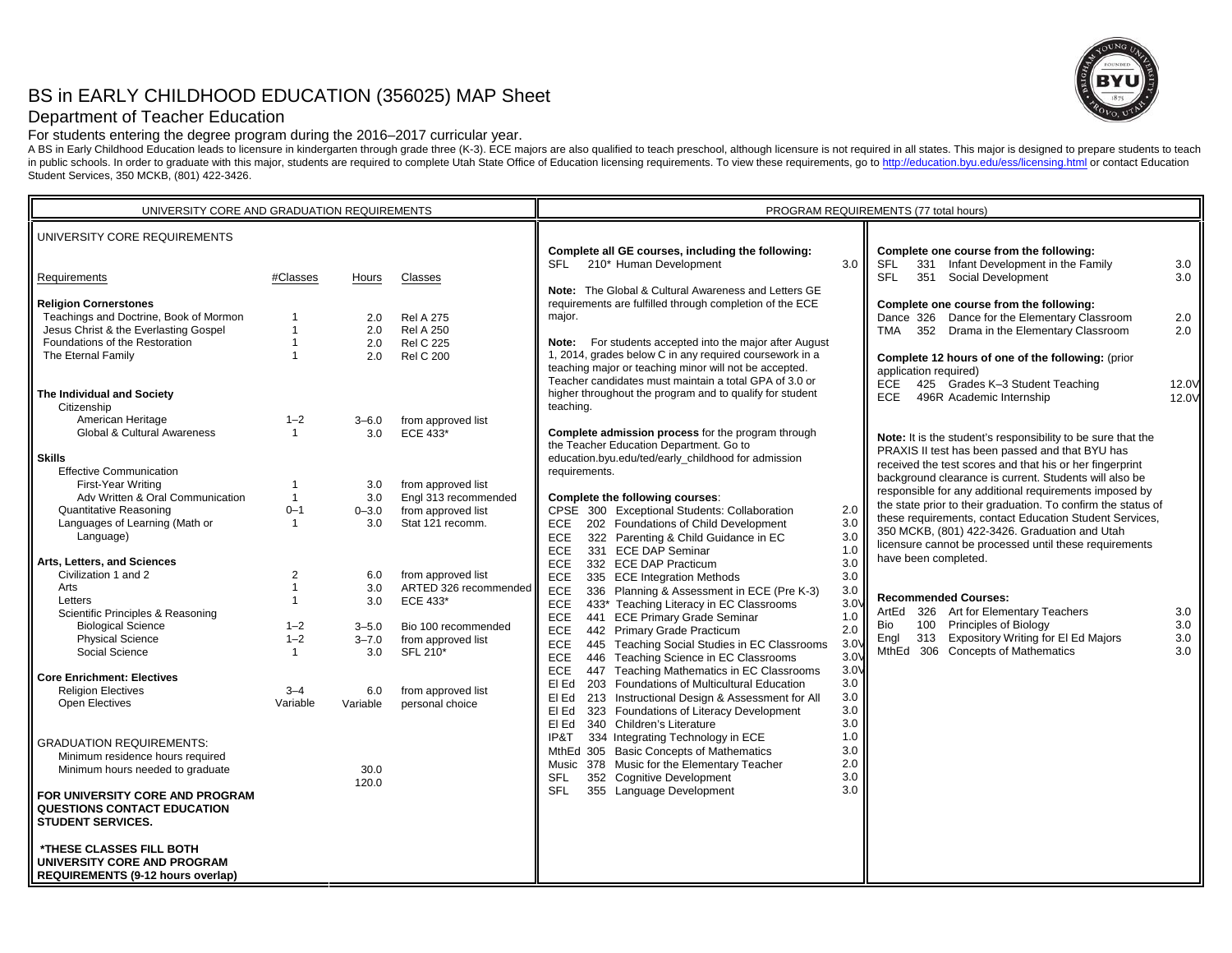# BS in EARLY CHILDHOOD EDUCATION (356025) MAP Sheet

## Department of Teacher Education

For students entering the degree program during the 2016–2017 curricular year.

A BS in Early Childhood Education leads to licensure in kindergarten through grade three (K-3). ECE majors are also qualified to teach preschool, although licensure is not required in all states. This major is designed to prepare students to teach in public schools. In order to graduate with this major, students are required to complete Utah State Office of Education licensing requirements. To view these requirements, go to http://education.byu.edu/ess/licensing.html or contact Education Student Services, 350 MCKB, (801) 422-3426.

## UNIVERSITY CORE AND GRADUATION REQUIREMENTS

### UNIVERSITY CORE REQUIREMENTS

| Requirements | #Classes | Hours | Classes |
|---|---|---|---|
| **Religion Cornerstones** | | | |
| Teachings and Doctrine, Book of Mormon | 1 | 2.0 | Rel A 275 |
| Jesus Christ & the Everlasting Gospel | 1 | 2.0 | Rel A 250 |
| Foundations of the Restoration | 1 | 2.0 | Rel C 225 |
| The Eternal Family | 1 | 2.0 | Rel C 200 |
| **The Individual and Society** | | | |
| Citizenship | | | |
| American Heritage | 1–2 | 3–6.0 | from approved list |
| Global & Cultural Awareness | 1 | 3.0 | ECE 433* |
| **Skills** | | | |
| Effective Communication | | | |
| First-Year Writing | 1 | 3.0 | from approved list |
| Adv Written & Oral Communication | 1 | 3.0 | Engl 313 recommended |
| Quantitative Reasoning | 0–1 | 0–3.0 | from approved list |
| Languages of Learning (Math or Language) | 1 | 3.0 | Stat 121 recomm. |
| **Arts, Letters, and Sciences** | | | |
| Civilization 1 and 2 | 2 | 6.0 | from approved list |
| Arts | 1 | 3.0 | ARTED 326 recommended |
| Letters | 1 | 3.0 | ECE 433* |
| Scientific Principles & Reasoning | | | |
| Biological Science | 1–2 | 3–5.0 | Bio 100 recommended |
| Physical Science | 1–2 | 3–7.0 | from approved list |
| Social Science | 1 | 3.0 | SFL 210* |
| **Core Enrichment: Electives** | | | |
| Religion Electives | 3–4 | 6.0 | from approved list |
| Open Electives | Variable | Variable | personal choice |

### GRADUATION REQUIREMENTS:

| | | |
|---|---|---|
| Minimum residence hours required | | 30.0 |
| Minimum hours needed to graduate | | 120.0 |

**FOR UNIVERSITY CORE AND PROGRAM QUESTIONS CONTACT EDUCATION STUDENT SERVICES.**

**\*THESE CLASSES FILL BOTH UNIVERSITY CORE AND PROGRAM REQUIREMENTS (9-12 hours overlap)**

## PROGRAM REQUIREMENTS (77 total hours)

**Complete all GE courses, including the following:**

| | | | |
|---|---|---|---|
| SFL | 210* | Human Development | 3.0 |

**Note:** The Global & Cultural Awareness and Letters GE requirements are fulfilled through completion of the ECE major.

**Note:** For students accepted into the major after August 1, 2014, grades below C in any required coursework in a teaching major or teaching minor will not be accepted. Teacher candidates must maintain a total GPA of 3.0 or higher throughout the program and to qualify for student teaching.

**Complete admission process** for the program through the Teacher Education Department. Go to education.byu.edu/ted/early_childhood for admission requirements.

**Complete the following courses**:

| | | | |
|---|---|---|---|
| CPSE | 300 | Exceptional Students: Collaboration | 2.0 |
| ECE | 202 | Foundations of Child Development | 3.0 |
| ECE | 322 | Parenting & Child Guidance in EC | 3.0 |
| ECE | 331 | ECE DAP Seminar | 1.0 |
| ECE | 332 | ECE DAP Practicum | 3.0 |
| ECE | 335 | ECE Integration Methods | 3.0 |
| ECE | 336 | Planning & Assessment in ECE (Pre K-3) | 3.0 |
| ECE | 433* | Teaching Literacy in EC Classrooms | 3.0V |
| ECE | 441 | ECE Primary Grade Seminar | 1.0 |
| ECE | 442 | Primary Grade Practicum | 2.0 |
| ECE | 445 | Teaching Social Studies in EC Classrooms | 3.0V |
| ECE | 446 | Teaching Science in EC Classrooms | 3.0V |
| ECE | 447 | Teaching Mathematics in EC Classrooms | 3.0V |
| El Ed | 203 | Foundations of Multicultural Education | 3.0 |
| El Ed | 213 | Instructional Design & Assessment for All | 3.0 |
| El Ed | 323 | Foundations of Literacy Development | 3.0 |
| El Ed | 340 | Children's Literature | 3.0 |
| IP&T | 334 | Integrating Technology in ECE | 1.0 |
| MthEd | 305 | Basic Concepts of Mathematics | 3.0 |
| Music | 378 | Music for the Elementary Teacher | 2.0 |
| SFL | 352 | Cognitive Development | 3.0 |
| SFL | 355 | Language Development | 3.0 |

**Complete one course from the following:**

| | | | |
|---|---|---|---|
| SFL | 331 | Infant Development in the Family | 3.0 |
| SFL | 351 | Social Development | 3.0 |

**Complete one course from the following:**

| | | | |
|---|---|---|---|
| Dance | 326 | Dance for the Elementary Classroom | 2.0 |
| TMA | 352 | Drama in the Elementary Classroom | 2.0 |

**Complete 12 hours of one of the following:** (prior application required)

| | | | |
|---|---|---|---|
| ECE | 425 | Grades K–3 Student Teaching | 12.0V |
| ECE | 496R | Academic Internship | 12.0V |

**Note:** It is the student's responsibility to be sure that the PRAXIS II test has been passed and that BYU has received the test scores and that his or her fingerprint background clearance is current. Students will also be responsible for any additional requirements imposed by the state prior to their graduation. To confirm the status of these requirements, contact Education Student Services, 350 MCKB, (801) 422-3426. Graduation and Utah licensure cannot be processed until these requirements have been completed.

**Recommended Courses:**

| | | | |
|---|---|---|---|
| ArtEd | 326 | Art for Elementary Teachers | 3.0 |
| Bio | 100 | Principles of Biology | 3.0 |
| Engl | 313 | Expository Writing for El Ed Majors | 3.0 |
| MthEd | 306 | Concepts of Mathematics | 3.0 |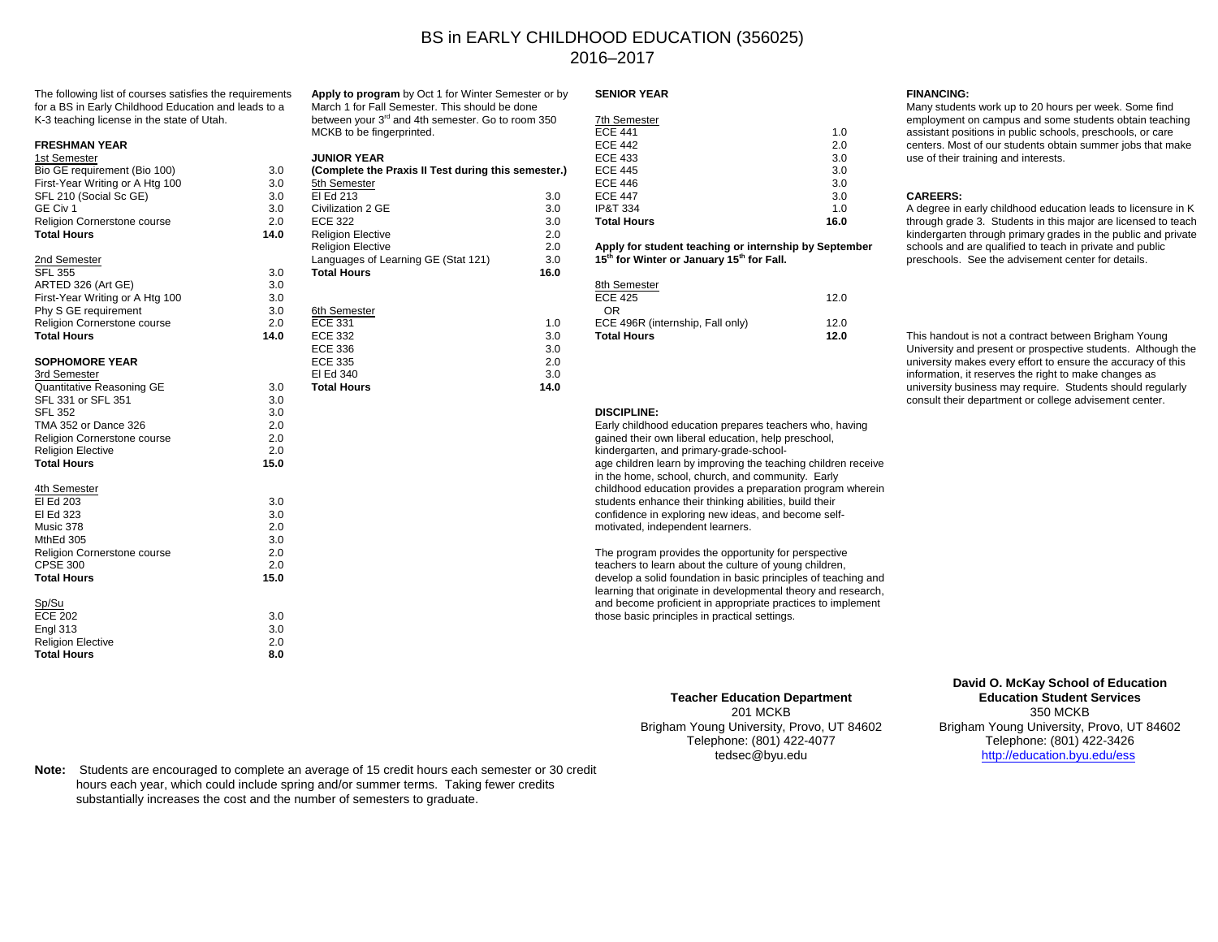# BS in EARLY CHILDHOOD EDUCATION (356025)

## 2016–2017

The following list of courses satisfies the requirements for a BS in Early Childhood Education and leads to a K-3 teaching license in the state of Utah.

### FRESHMAN YEAR

**1st Semester**

| | |
|---|---|
| Bio GE requirement (Bio 100) | 3.0 |
| First-Year Writing or A Htg 100 | 3.0 |
| SFL 210 (Social Sc GE) | 3.0 |
| GE Civ 1 | 3.0 |
| Religion Cornerstone course | 2.0 |
| **Total Hours** | **14.0** |

**2nd Semester**

| | |
|---|---|
| SFL 355 | 3.0 |
| ARTED 326 (Art GE) | 3.0 |
| First-Year Writing or A Htg 100 | 3.0 |
| Phy S GE requirement | 3.0 |
| Religion Cornerstone course | 2.0 |
| **Total Hours** | **14.0** |

### SOPHOMORE YEAR

**3rd Semester**

| | |
|---|---|
| Quantitative Reasoning GE | 3.0 |
| SFL 331 or SFL 351 | 3.0 |
| SFL 352 | 3.0 |
| TMA 352 or Dance 326 | 2.0 |
| Religion Cornerstone course | 2.0 |
| Religion Elective | 2.0 |
| **Total Hours** | **15.0** |

**4th Semester**

| | |
|---|---|
| El Ed 203 | 3.0 |
| El Ed 323 | 3.0 |
| Music 378 | 2.0 |
| MthEd 305 | 3.0 |
| Religion Cornerstone course | 2.0 |
| CPSE 300 | 2.0 |
| **Total Hours** | **15.0** |

**Sp/Su**

| | |
|---|---|
| ECE 202 | 3.0 |
| Engl 313 | 3.0 |
| Religion Elective | 2.0 |
| **Total Hours** | **8.0** |

**Apply to program** by Oct 1 for Winter Semester or by March 1 for Fall Semester. This should be done between your 3rd and 4th semester. Go to room 350 MCKB to be fingerprinted.

### JUNIOR YEAR

**(Complete the Praxis II Test during this semester.)**

**5th Semester**

| | |
|---|---|
| El Ed 213 | 3.0 |
| Civilization 2 GE | 3.0 |
| ECE 322 | 3.0 |
| Religion Elective | 2.0 |
| Religion Elective | 2.0 |
| Languages of Learning GE (Stat 121) | 3.0 |
| **Total Hours** | **16.0** |

**6th Semester**

| | |
|---|---|
| ECE 331 | 1.0 |
| ECE 332 | 3.0 |
| ECE 336 | 3.0 |
| ECE 335 | 2.0 |
| El Ed 340 | 3.0 |
| **Total Hours** | **14.0** |

### SENIOR YEAR

**7th Semester**

| | |
|---|---|
| ECE 441 | 1.0 |
| ECE 442 | 2.0 |
| ECE 433 | 3.0 |
| ECE 445 | 3.0 |
| ECE 446 | 3.0 |
| ECE 447 | 3.0 |
| IP&T 334 | 1.0 |
| **Total Hours** | **16.0** |

**Apply for student teaching or internship by September 15th for Winter or January 15th for Fall.**

**8th Semester**

| | |
|---|---|
| ECE 425 | 12.0 |
| OR | |
| ECE 496R (internship, Fall only) | 12.0 |
| **Total Hours** | **12.0** |

### DISCIPLINE:

Early childhood education prepares teachers who, having gained their own liberal education, help preschool, kindergarten, and primary-grade-school-age children learn by improving the teaching children receive in the home, school, church, and community. Early childhood education provides a preparation program wherein students enhance their thinking abilities, build their confidence in exploring new ideas, and become self-motivated, independent learners.

The program provides the opportunity for perspective teachers to learn about the culture of young children, develop a solid foundation in basic principles of teaching and learning that originate in developmental theory and research, and become proficient in appropriate practices to implement those basic principles in practical settings.

### FINANCING:

Many students work up to 20 hours per week. Some find employment on campus and some students obtain teaching assistant positions in public schools, preschools, or care centers. Most of our students obtain summer jobs that make use of their training and interests.

### CAREERS:

A degree in early childhood education leads to licensure in K through grade 3. Students in this major are licensed to teach kindergarten through primary grades in the public and private schools and are qualified to teach in private and public preschools. See the advisement center for details.

This handout is not a contract between Brigham Young University and present or prospective students. Although the university makes every effort to ensure the accuracy of this information, it reserves the right to make changes as university business may require. Students should regularly consult their department or college advisement center.

**Teacher Education Department**
201 MCKB
Brigham Young University, Provo, UT 84602
Telephone: (801) 422-4077
tedsec@byu.edu

**David O. McKay School of Education**
**Education Student Services**
350 MCKB
Brigham Young University, Provo, UT 84602
Telephone: (801) 422-3426
http://education.byu.edu/ess

**Note:** Students are encouraged to complete an average of 15 credit hours each semester or 30 credit hours each year, which could include spring and/or summer terms. Taking fewer credits substantially increases the cost and the number of semesters to graduate.